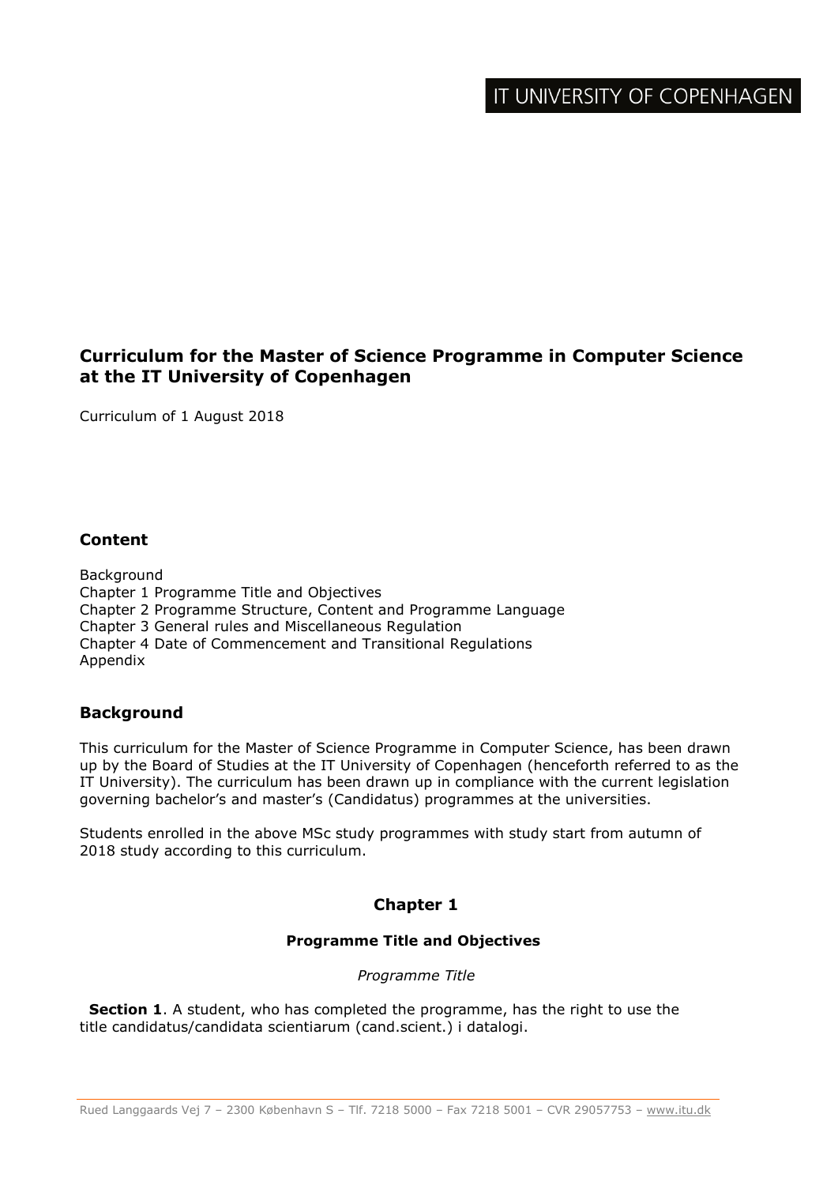IT UNIVERSITY OF COPENHAGEN

# Curriculum for the Master of Science Programme in Computer Science at the IT University of Copenhagen

Curriculum of 1 August 2018

## Content

Background
Chapter 1 Programme Title and Objectives
Chapter 2 Programme Structure, Content and Programme Language
Chapter 3 General rules and Miscellaneous Regulation
Chapter 4 Date of Commencement and Transitional Regulations
Appendix

## Background

This curriculum for the Master of Science Programme in Computer Science, has been drawn up by the Board of Studies at the IT University of Copenhagen (henceforth referred to as the IT University). The curriculum has been drawn up in compliance with the current legislation governing bachelor's and master's (Candidatus) programmes at the universities.

Students enrolled in the above MSc study programmes with study start from autumn of 2018 study according to this curriculum.

## Chapter 1

### Programme Title and Objectives

*Programme Title*

**Section 1**. A student, who has completed the programme, has the right to use the title candidatus/candidata scientiarum (cand.scient.) i datalogi.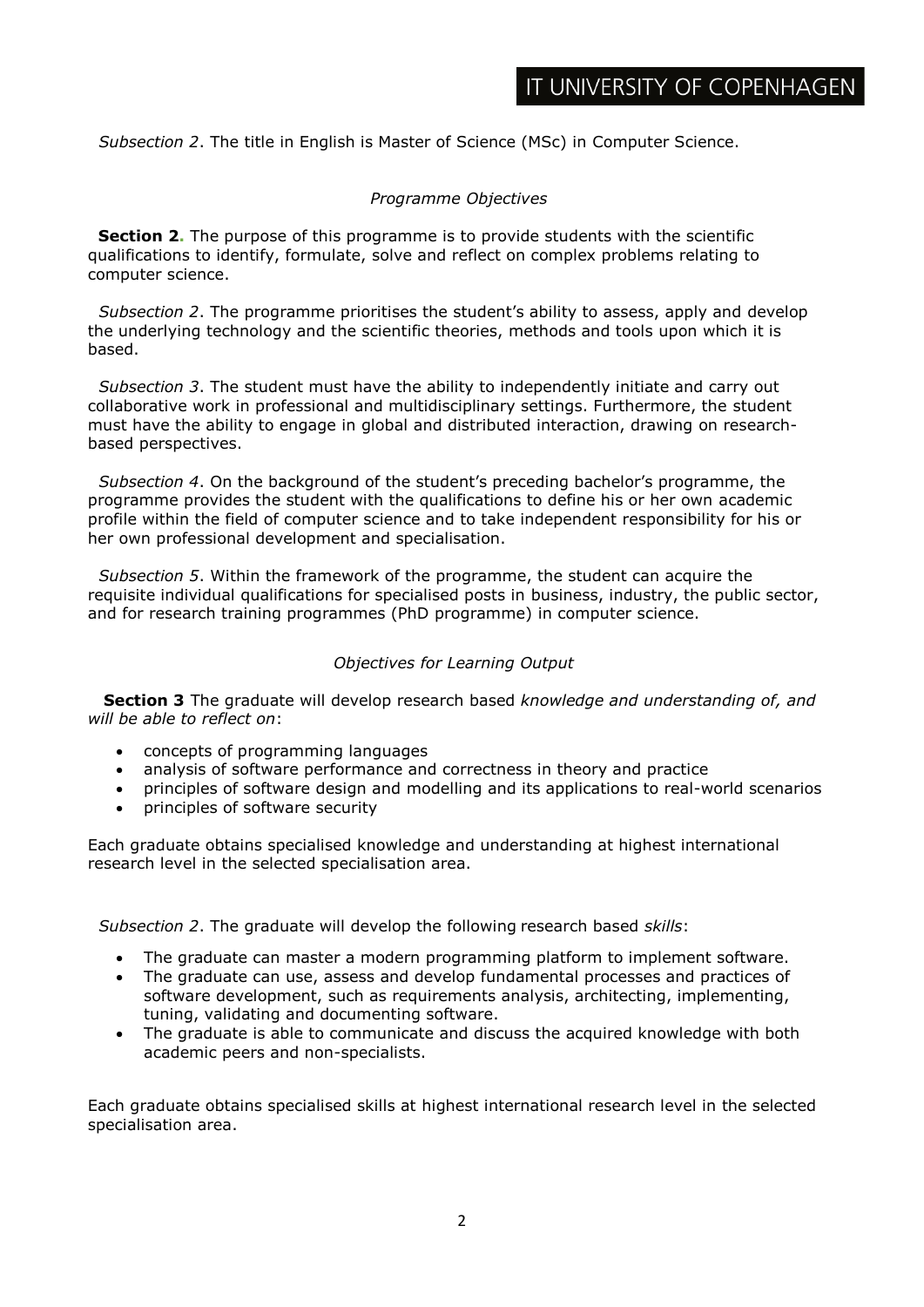*Subsection 2*. The title in English is Master of Science (MSc) in Computer Science.

*Programme Objectives*

**Section 2**. The purpose of this programme is to provide students with the scientific qualifications to identify, formulate, solve and reflect on complex problems relating to computer science.

*Subsection 2*. The programme prioritises the student's ability to assess, apply and develop the underlying technology and the scientific theories, methods and tools upon which it is based.

*Subsection 3*. The student must have the ability to independently initiate and carry out collaborative work in professional and multidisciplinary settings. Furthermore, the student must have the ability to engage in global and distributed interaction, drawing on research-based perspectives.

*Subsection 4*. On the background of the student's preceding bachelor's programme, the programme provides the student with the qualifications to define his or her own academic profile within the field of computer science and to take independent responsibility for his or her own professional development and specialisation.

*Subsection 5*. Within the framework of the programme, the student can acquire the requisite individual qualifications for specialised posts in business, industry, the public sector, and for research training programmes (PhD programme) in computer science.

*Objectives for Learning Output*

**Section 3** The graduate will develop research based *knowledge and understanding of, and will be able to reflect on*:

- concepts of programming languages
- analysis of software performance and correctness in theory and practice
- principles of software design and modelling and its applications to real-world scenarios
- principles of software security

Each graduate obtains specialised knowledge and understanding at highest international research level in the selected specialisation area.

*Subsection 2*. The graduate will develop the following research based *skills*:

- The graduate can master a modern programming platform to implement software.
- The graduate can use, assess and develop fundamental processes and practices of software development, such as requirements analysis, architecting, implementing, tuning, validating and documenting software.
- The graduate is able to communicate and discuss the acquired knowledge with both academic peers and non-specialists.

Each graduate obtains specialised skills at highest international research level in the selected specialisation area.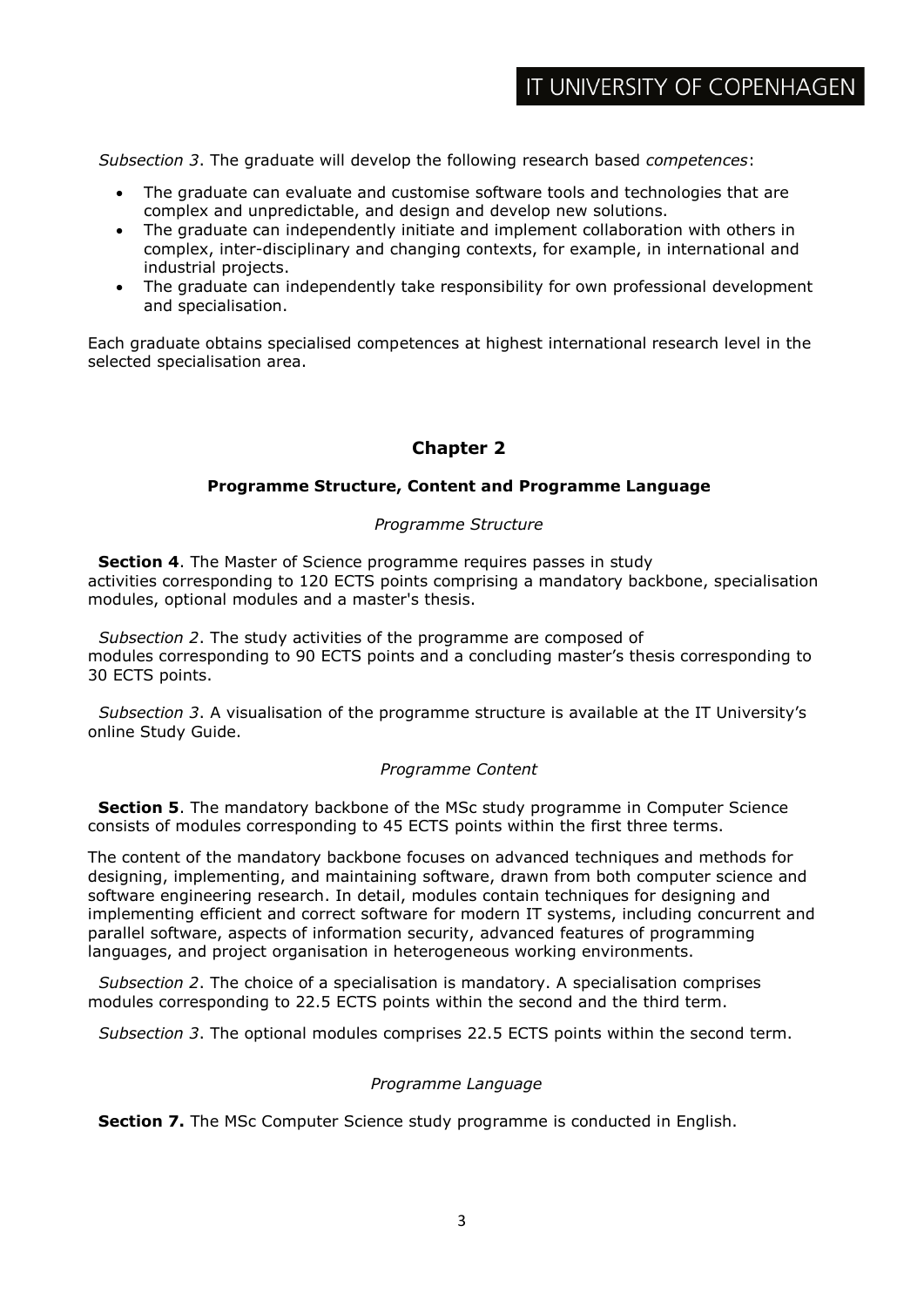*Subsection 3*. The graduate will develop the following research based *competences*:

- The graduate can evaluate and customise software tools and technologies that are complex and unpredictable, and design and develop new solutions.
- The graduate can independently initiate and implement collaboration with others in complex, inter-disciplinary and changing contexts, for example, in international and industrial projects.
- The graduate can independently take responsibility for own professional development and specialisation.

Each graduate obtains specialised competences at highest international research level in the selected specialisation area.

## Chapter 2

### Programme Structure, Content and Programme Language

*Programme Structure*

**Section 4**. The Master of Science programme requires passes in study activities corresponding to 120 ECTS points comprising a mandatory backbone, specialisation modules, optional modules and a master's thesis.

*Subsection 2*. The study activities of the programme are composed of modules corresponding to 90 ECTS points and a concluding master's thesis corresponding to 30 ECTS points.

*Subsection 3*. A visualisation of the programme structure is available at the IT University's online Study Guide.

*Programme Content*

**Section 5**. The mandatory backbone of the MSc study programme in Computer Science consists of modules corresponding to 45 ECTS points within the first three terms.

The content of the mandatory backbone focuses on advanced techniques and methods for designing, implementing, and maintaining software, drawn from both computer science and software engineering research. In detail, modules contain techniques for designing and implementing efficient and correct software for modern IT systems, including concurrent and parallel software, aspects of information security, advanced features of programming languages, and project organisation in heterogeneous working environments.

*Subsection 2*. The choice of a specialisation is mandatory. A specialisation comprises modules corresponding to 22.5 ECTS points within the second and the third term.

*Subsection 3*. The optional modules comprises 22.5 ECTS points within the second term.

*Programme Language*

**Section 7.** The MSc Computer Science study programme is conducted in English.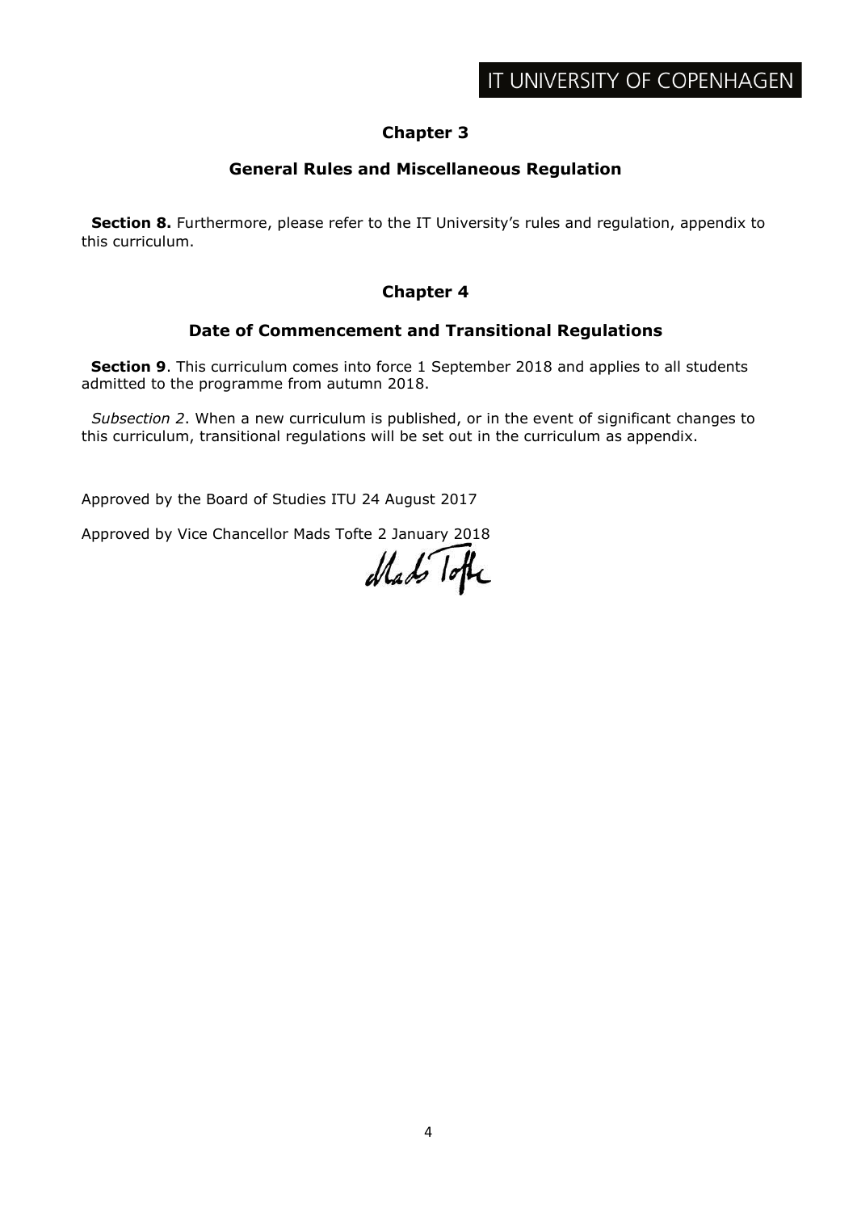## Chapter 3

### General Rules and Miscellaneous Regulation

**Section 8.** Furthermore, please refer to the IT University's rules and regulation, appendix to this curriculum.

## Chapter 4

### Date of Commencement and Transitional Regulations

**Section 9**. This curriculum comes into force 1 September 2018 and applies to all students admitted to the programme from autumn 2018.

*Subsection 2*. When a new curriculum is published, or in the event of significant changes to this curriculum, transitional regulations will be set out in the curriculum as appendix.

Approved by the Board of Studies ITU 24 August 2017

Approved by Vice Chancellor Mads Tofte 2 January 2018